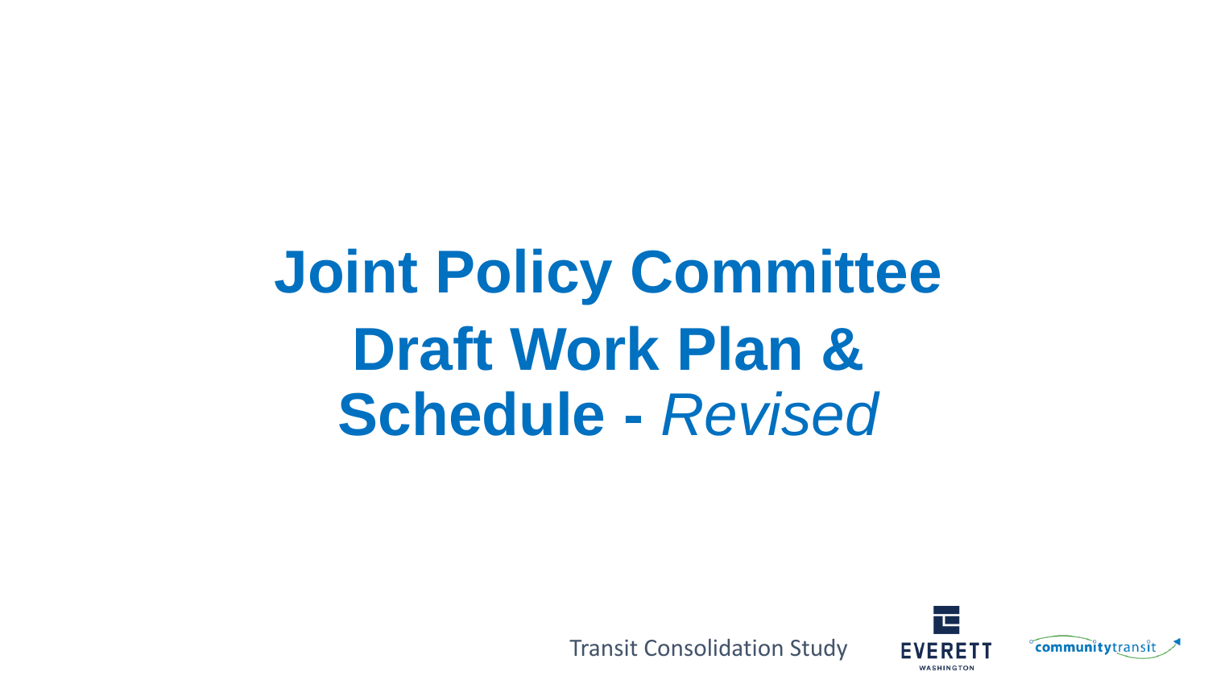# Joint Policy Committee Draft Work Plan & Schedule - *Revised*

Transit Consolidation Study

EVERETT WASHINGTON

communitytransit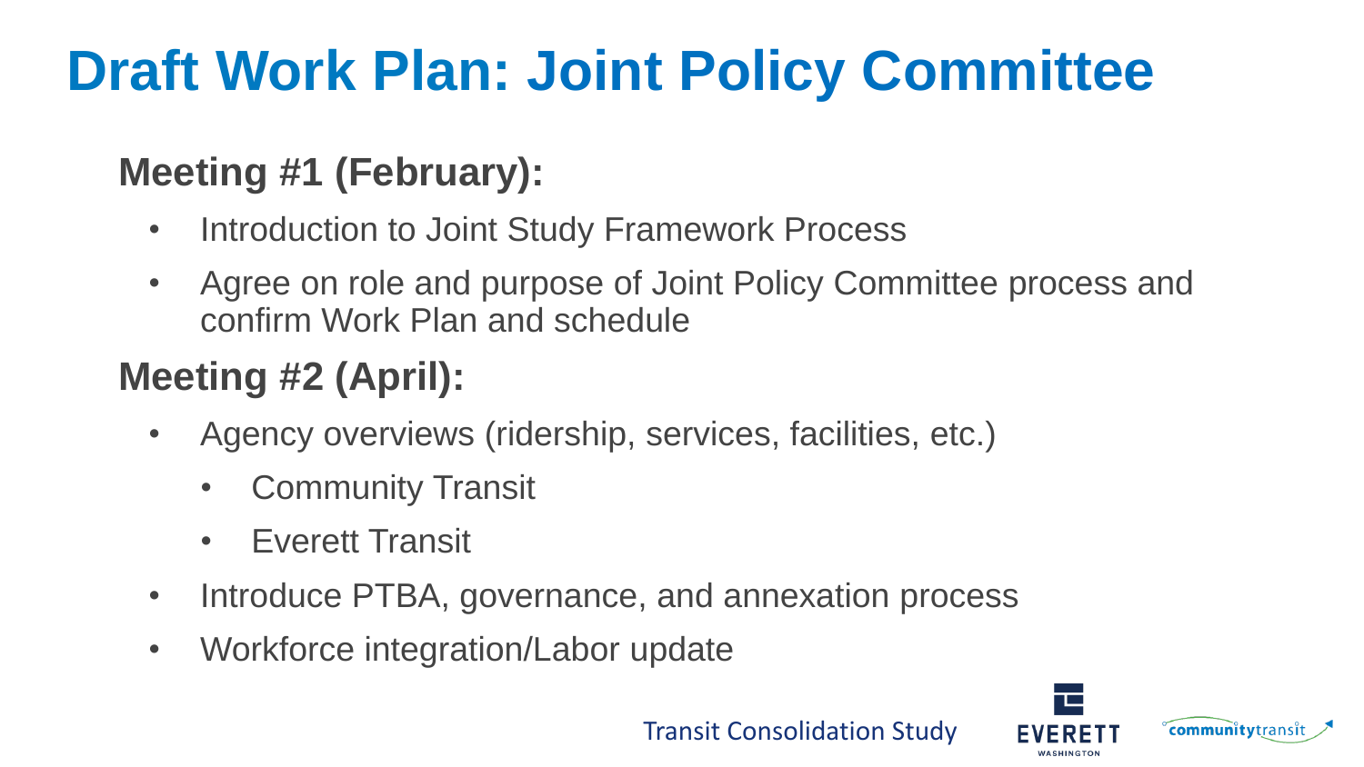# Draft Work Plan: Joint Policy Committee

## Meeting #1 (February):

- Introduction to Joint Study Framework Process
- Agree on role and purpose of Joint Policy Committee process and confirm Work Plan and schedule

## Meeting #2 (April):

- Agency overviews (ridership, services, facilities, etc.)
  - Community Transit
  - Everett Transit
- Introduce PTBA, governance, and annexation process
- Workforce integration/Labor update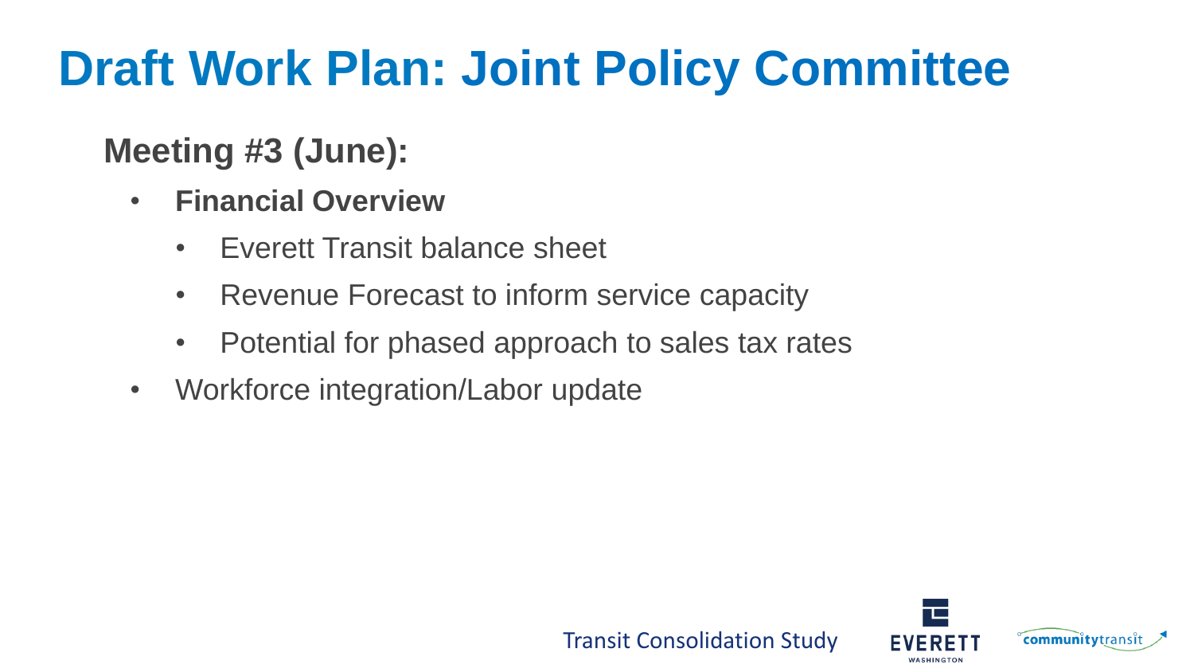# Draft Work Plan: Joint Policy Committee

## Meeting #3 (June):

- **Financial Overview**
  - Everett Transit balance sheet
  - Revenue Forecast to inform service capacity
  - Potential for phased approach to sales tax rates
- Workforce integration/Labor update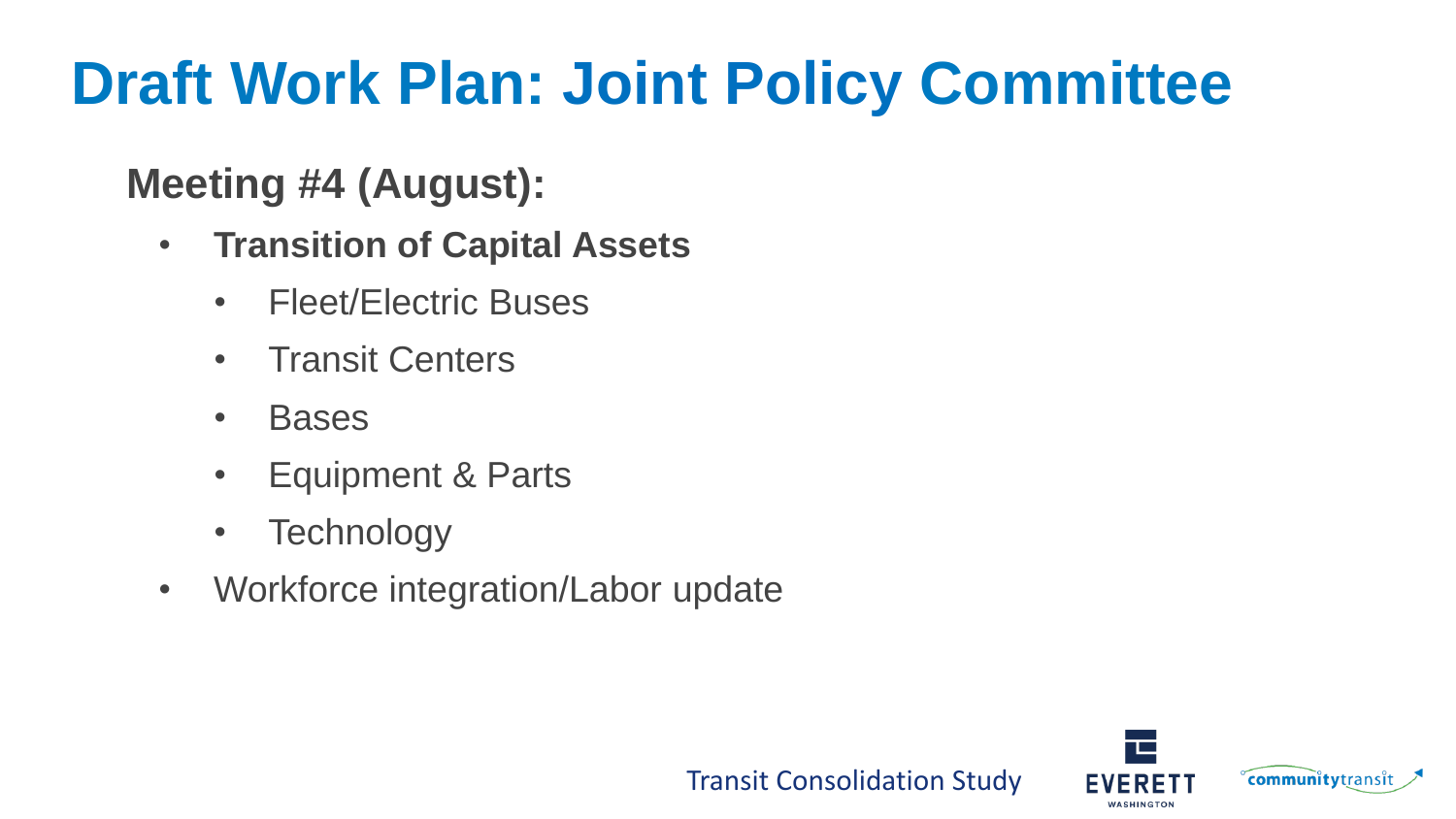# Draft Work Plan: Joint Policy Committee

## Meeting #4 (August):

- **Transition of Capital Assets**
  - Fleet/Electric Buses
  - Transit Centers
  - Bases
  - Equipment & Parts
  - Technology
- Workforce integration/Labor update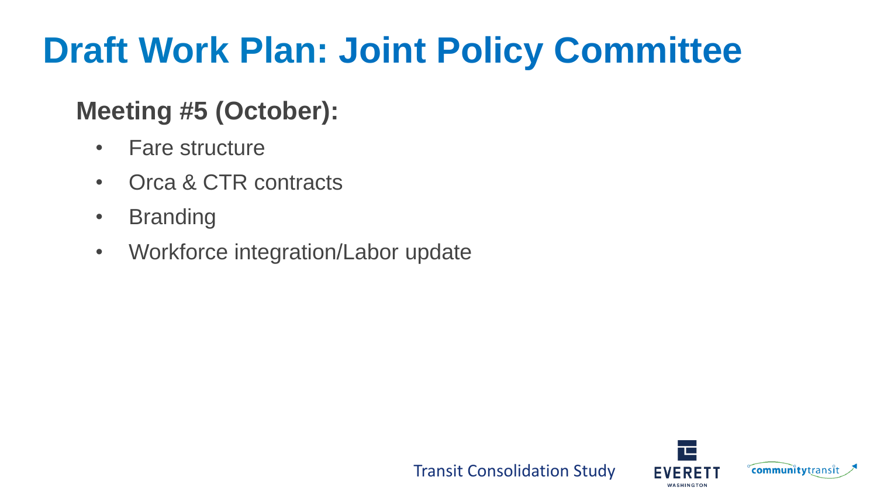# Draft Work Plan: Joint Policy Committee

## Meeting #5 (October):

- Fare structure
- Orca & CTR contracts
- Branding
- Workforce integration/Labor update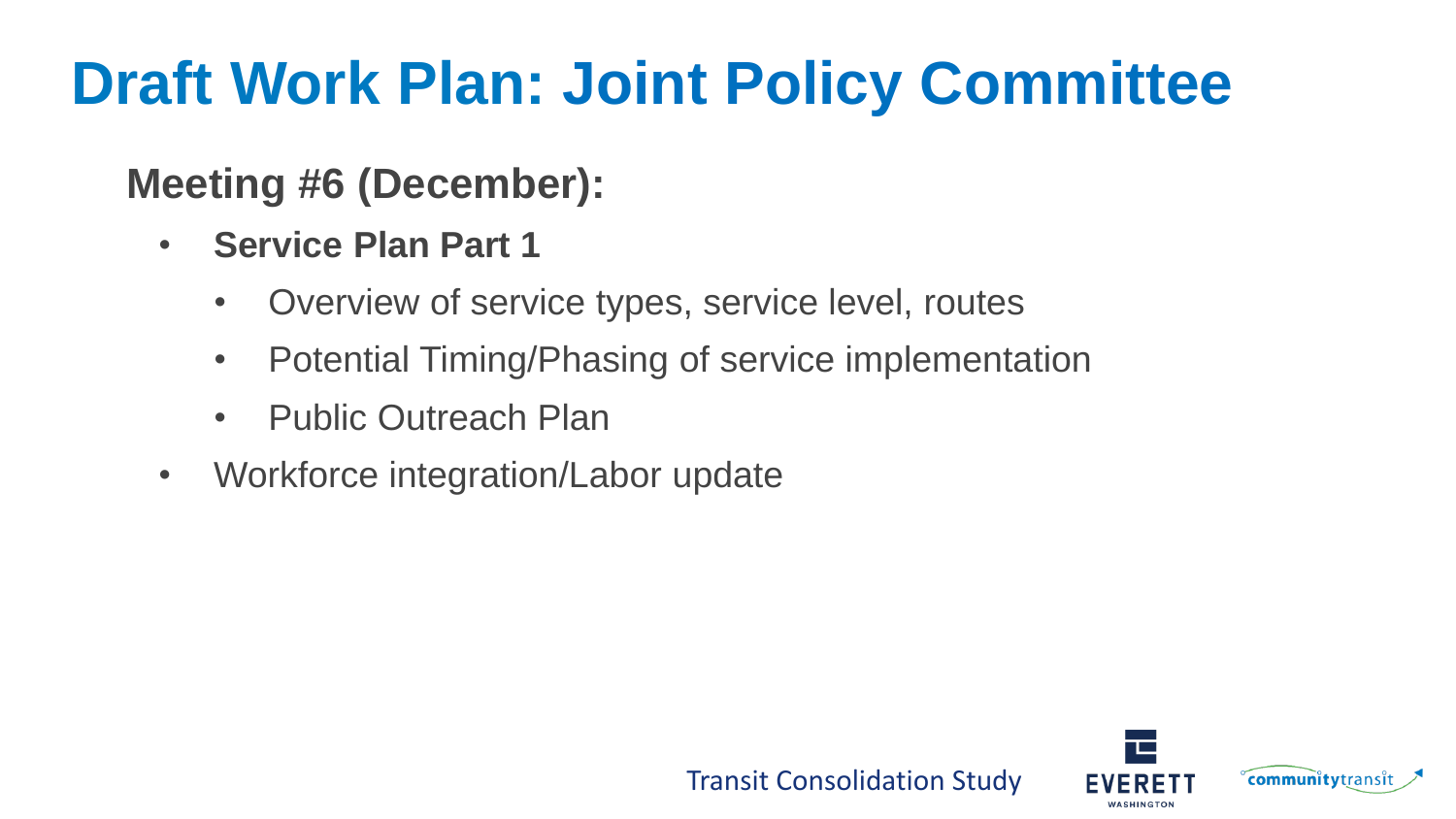# Draft Work Plan: Joint Policy Committee

## Meeting #6 (December):

- **Service Plan Part 1**
  - Overview of service types, service level, routes
  - Potential Timing/Phasing of service implementation
  - Public Outreach Plan
- Workforce integration/Labor update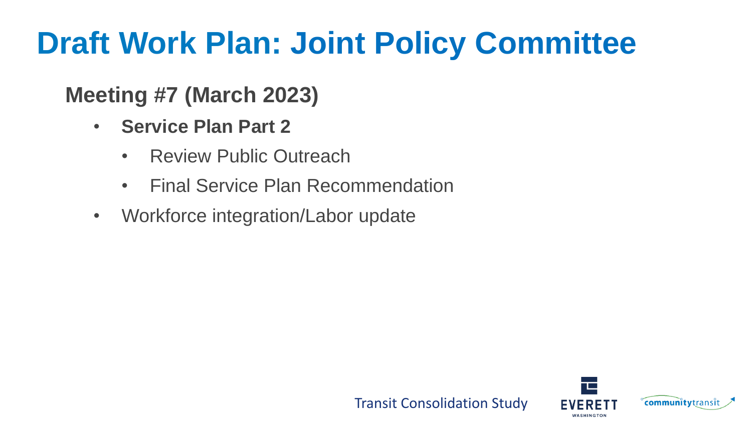# Draft Work Plan: Joint Policy Committee

## Meeting #7 (March 2023)

- **Service Plan Part 2**
  - Review Public Outreach
  - Final Service Plan Recommendation
- Workforce integration/Labor update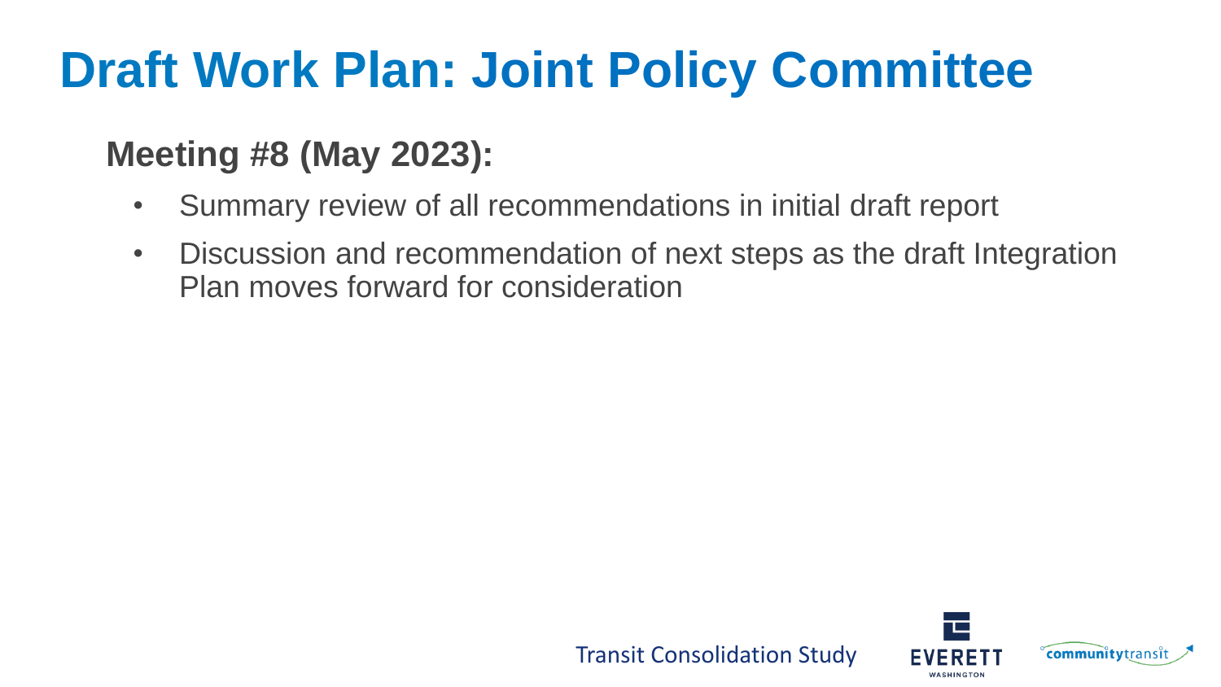# Draft Work Plan: Joint Policy Committee

## Meeting #8 (May 2023):

- Summary review of all recommendations in initial draft report
- Discussion and recommendation of next steps as the draft Integration Plan moves forward for consideration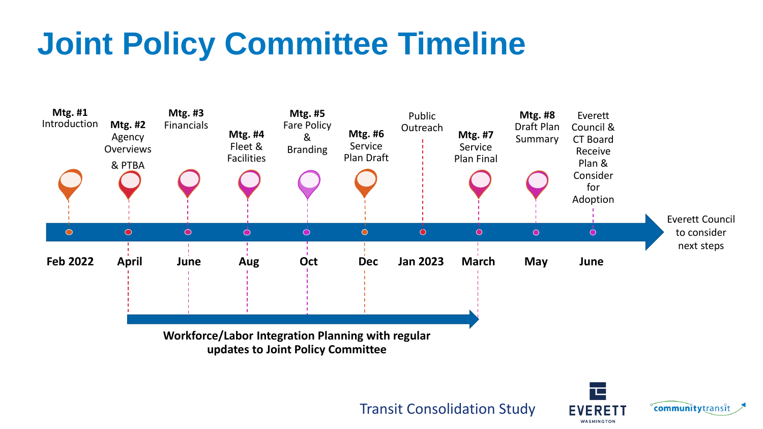# Joint Policy Committee Timeline

**Mtg. #1**
Introduction

**Feb 2022**

**Mtg. #2**
Agency Overviews & PTBA

**April**

**Mtg. #3**
Financials

**June**

**Mtg. #4**
Fleet & Facilities

**Aug**

**Mtg. #5**
Fare Policy & Branding

**Oct**

**Mtg. #6**
Service Plan Draft

**Dec**

Public Outreach

**Jan 2023**

**Mtg. #7**
Service Plan Final

**March**

**Mtg. #8**
Draft Plan Summary

**May**

Everett Council & CT Board Receive Plan & Consider for Adoption

**June**

Everett Council to consider next steps

**Workforce/Labor Integration Planning with regular updates to Joint Policy Committee**

Transit Consolidation Study

EVERETT WASHINGTON

communitytransit